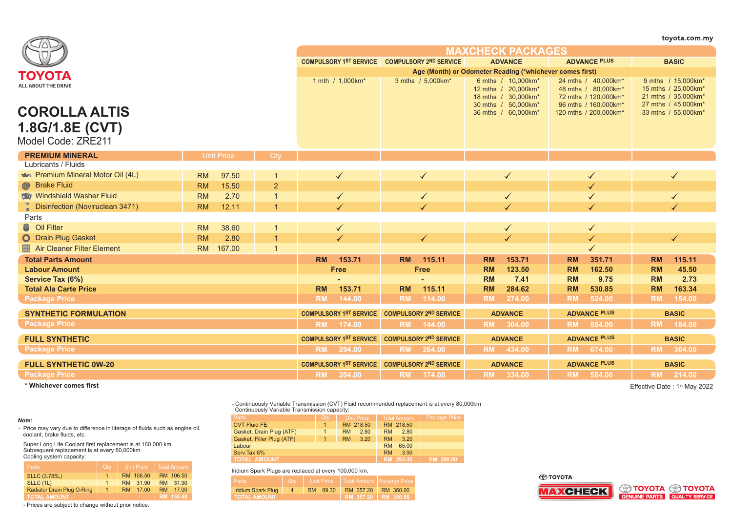TOYOTA
ALL ABOUT THE DRIVE

toyota.com.my

# COROLLA ALTIS 1.8G/1.8E (CVT)

Model Code: ZRE211

## MAXCHECK PACKAGES

| PREMIUM MINERAL | Unit Price | Qty | COMPULSORY 1ST SERVICE | COMPULSORY 2ND SERVICE | ADVANCE | ADVANCE PLUS | BASIC |
|---|---|---|---|---|---|---|---|
| Age (Month) or Odometer Reading (*whichever comes first) | | | 1 mth / 1,000km* | 3 mths / 5,000km* | 6 mths / 10,000km*<br>12 mths / 20,000km*<br>18 mths / 30,000km*<br>30 mths / 50,000km*<br>36 mths / 60,000km* | 24 mths / 40,000km*<br>48 mths / 80,000km*<br>72 mths / 120,000km*<br>96 mths / 160,000km*<br>120 mths / 200,000km* | 9 mths / 15,000km*<br>15 mths / 25,000km*<br>21 mths / 35,000km*<br>27 mths / 45,000km*<br>33 mths / 55,000km* |
| **Lubricants / Fluids** | | | | | | | |
| Premium Mineral Motor Oil (4L) | RM 97.50 | 1 | ✓ | ✓ | ✓ | ✓ | ✓ |
| Brake Fluid | RM 15.50 | 2 | | | | ✓ | |
| Windshield Washer Fluid | RM 2.70 | 1 | ✓ | ✓ | ✓ | ✓ | ✓ |
| Disinfection (Noviruclean 3471) | RM 12.11 | 1 | ✓ | ✓ | ✓ | ✓ | ✓ |
| **Parts** | | | | | | | |
| Oil Filter | RM 38.60 | 1 | ✓ | | ✓ | ✓ | |
| Drain Plug Gasket | RM 2.80 | 1 | ✓ | ✓ | ✓ | ✓ | ✓ |
| Air Cleaner Filter Element | RM 167.00 | 1 | | | | ✓ | |
| **Total Parts Amount** | | | RM 153.71 | RM 115.11 | RM 153.71 | RM 351.71 | RM 115.11 |
| **Labour Amount** | | | Free | Free | RM 123.50 | RM 162.50 | RM 45.50 |
| **Service Tax (6%)** | | | - | - | RM 7.41 | RM 9.75 | RM 2.73 |
| **Total Ala Carte Price** | | | RM 153.71 | RM 115.11 | RM 284.62 | RM 530.85 | RM 163.34 |
| **Package Price** | | | RM 144.00 | RM 114.00 | RM 274.00 | RM 524.00 | RM 154.00 |

| SYNTHETIC FORMULATION | COMPULSORY 1ST SERVICE | COMPULSORY 2ND SERVICE | ADVANCE | ADVANCE PLUS | BASIC |
|---|---|---|---|---|---|
| Package Price | RM 174.00 | RM 144.00 | RM 304.00 | RM 554.00 | RM 184.00 |

| FULL SYNTHETIC | COMPULSORY 1ST SERVICE | COMPULSORY 2ND SERVICE | ADVANCE | ADVANCE PLUS | BASIC |
|---|---|---|---|---|---|
| Package Price | RM 294.00 | RM 264.00 | RM 434.00 | RM 674.00 | RM 304.00 |

| FULL SYNTHETIC 0W-20 | COMPULSORY 1ST SERVICE | COMPULSORY 2ND SERVICE | ADVANCE | ADVANCE PLUS | BASIC |
|---|---|---|---|---|---|
| Package Price | RM 204.00 | RM 174.00 | RM 334.00 | RM 584.00 | RM 214.00 |

**\* Whichever comes first**

Effective Date : 1st May 2022

**Note:**

- Price may vary due to difference in literage of fluids such as engine oil, coolant, brake fluids, etc.

Super Long Life Coolant first replacement is at 160,000 km.
Subsequent replacement is at every 80,000km.
Cooling system capacity:

| Parts | Qty | Unit Price | Total Amount |
|---|---|---|---|
| SLLC (3.785L) | 1 | RM 106.50 | RM 106.50 |
| SLLC (1L) | 1 | RM 31.90 | RM 31.90 |
| Radiator Drain Plug O-Ring | 1 | RM 17.00 | RM 17.00 |
| TOTAL AMOUNT | | | RM 155.40 |

- Prices are subject to change without prior notice.

- Continuously Variable Transmission (CVT) Fluid recommended replacement is at every 80,000km
  Continuously Variable Transmission capacity:

| Parts | Qty | Unit Price | Total Amount | Package Price |
|---|---|---|---|---|
| CVT Fluid FE | 1 | RM 218.50 | RM 218.50 | |
| Gasket, Drain Plug (ATF) | 1 | RM 2.80 | RM 2.80 | |
| Gasket, Filler Plug (ATF) | 1 | RM 3.20 | RM 3.20 | |
| Labour | | | RM 65.00 | |
| Serv.Tax 6% | | | RM 3.90 | |
| TOTAL AMOUNT | | | RM 293.40 | RM 290.00 |

Iridium Spark Plugs are replaced at every 100,000 km.

| Parts | Qty | Unit Price | Total Amount | Package Price |
|---|---|---|---|---|
| Iridium Spark Plug | 4 | RM 89.30 | RM 357.20 | RM 350.00 |
| TOTAL AMOUNT | | | RM 357.20 | RM 350.00 |

TOYOTA MAXCHECK | TOYOTA GENUINE PARTS | TOYOTA QUALITY SERVICE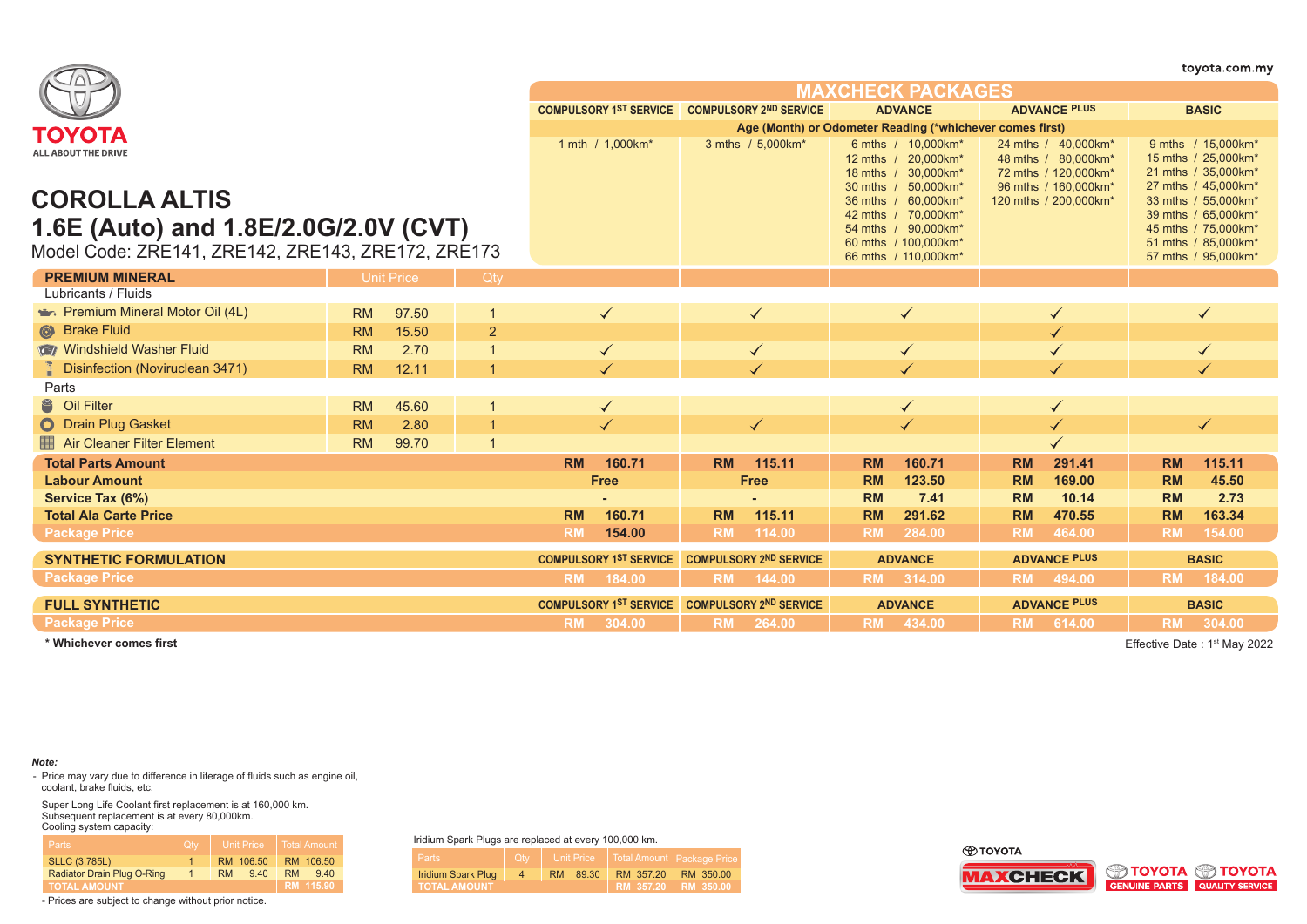toyota.com.my

TOYOTA
ALL ABOUT THE DRIVE

# COROLLA ALTIS
## 1.6E (Auto) and 1.8E/2.0G/2.0V (CVT)

Model Code: ZRE141, ZRE142, ZRE143, ZRE172, ZRE173

| | | | MAXCHECK PACKAGES | | | | |
|---|---|---|---|---|---|---|---|
| | | | COMPULSORY 1ST SERVICE | COMPULSORY 2ND SERVICE | ADVANCE | ADVANCE PLUS | BASIC |
| | | | Age (Month) or Odometer Reading (*whichever comes first) | | | | |
| | | | 1 mth / 1,000km* | 3 mths / 5,000km* | 6 mths / 10,000km*<br>12 mths / 20,000km*<br>18 mths / 30,000km*<br>30 mths / 50,000km*<br>36 mths / 60,000km*<br>42 mths / 70,000km*<br>54 mths / 90,000km*<br>60 mths / 100,000km*<br>66 mths / 110,000km* | 24 mths / 40,000km*<br>48 mths / 80,000km*<br>72 mths / 120,000km*<br>96 mths / 160,000km*<br>120 mths / 200,000km* | 9 mths / 15,000km*<br>15 mths / 25,000km*<br>21 mths / 35,000km*<br>27 mths / 45,000km*<br>33 mths / 55,000km*<br>39 mths / 65,000km*<br>45 mths / 75,000km*<br>51 mths / 85,000km*<br>57 mths / 95,000km* |
| **PREMIUM MINERAL** | Unit Price | Qty | | | | | |
| Lubricants / Fluids | | | | | | | |
| Premium Mineral Motor Oil (4L) | RM 97.50 | 1 | ✓ | ✓ | ✓ | ✓ | ✓ |
| Brake Fluid | RM 15.50 | 2 | | | | ✓ | |
| Windshield Washer Fluid | RM 2.70 | 1 | ✓ | ✓ | ✓ | ✓ | ✓ |
| Disinfection (Noviruclean 3471) | RM 12.11 | 1 | ✓ | ✓ | ✓ | ✓ | ✓ |
| Parts | | | | | | | |
| Oil Filter | RM 45.60 | 1 | ✓ | | ✓ | ✓ | |
| Drain Plug Gasket | RM 2.80 | 1 | ✓ | ✓ | ✓ | ✓ | ✓ |
| Air Cleaner Filter Element | RM 99.70 | 1 | | | | ✓ | |
| **Total Parts Amount** | | | RM 160.71 | RM 115.11 | RM 160.71 | RM 291.41 | RM 115.11 |
| **Labour Amount** | | | Free | Free | RM 123.50 | RM 169.00 | RM 45.50 |
| **Service Tax (6%)** | | | - | - | RM 7.41 | RM 10.14 | RM 2.73 |
| **Total Ala Carte Price** | | | RM 160.71 | RM 115.11 | RM 291.62 | RM 470.55 | RM 163.34 |
| **Package Price** | | | RM 154.00 | RM 114.00 | RM 284.00 | RM 464.00 | RM 154.00 |

| **SYNTHETIC FORMULATION** | COMPULSORY 1ST SERVICE | COMPULSORY 2ND SERVICE | ADVANCE | ADVANCE PLUS | BASIC |
|---|---|---|---|---|---|
| **Package Price** | RM 184.00 | RM 144.00 | RM 314.00 | RM 494.00 | RM 184.00 |

| **FULL SYNTHETIC** | COMPULSORY 1ST SERVICE | COMPULSORY 2ND SERVICE | ADVANCE | ADVANCE PLUS | BASIC |
|---|---|---|---|---|---|
| **Package Price** | RM 304.00 | RM 264.00 | RM 434.00 | RM 614.00 | RM 304.00 |

**\* Whichever comes first**

Effective Date : 1st May 2022

***Note:***

- Price may vary due to difference in literage of fluids such as engine oil, coolant, brake fluids, etc.

Super Long Life Coolant first replacement is at 160,000 km.
Subsequent replacement is at every 80,000km.
Cooling system capacity:

| Parts | Qty | Unit Price | Total Amount |
|---|---|---|---|
| SLLC (3.785L) | 1 | RM 106.50 | RM 106.50 |
| Radiator Drain Plug O-Ring | 1 | RM 9.40 | RM 9.40 |
| TOTAL AMOUNT | | | RM 115.90 |

- Prices are subject to change without prior notice.

Iridium Spark Plugs are replaced at every 100,000 km.

| Parts | Qty | Unit Price | Total Amount | Package Price |
|---|---|---|---|---|
| Iridium Spark Plug | 4 | RM 89.30 | RM 357.20 | RM 350.00 |
| TOTAL AMOUNT | | | RM 357.20 | RM 350.00 |

TOYOTA MAXCHECK | TOYOTA GENUINE PARTS | TOYOTA QUALITY SERVICE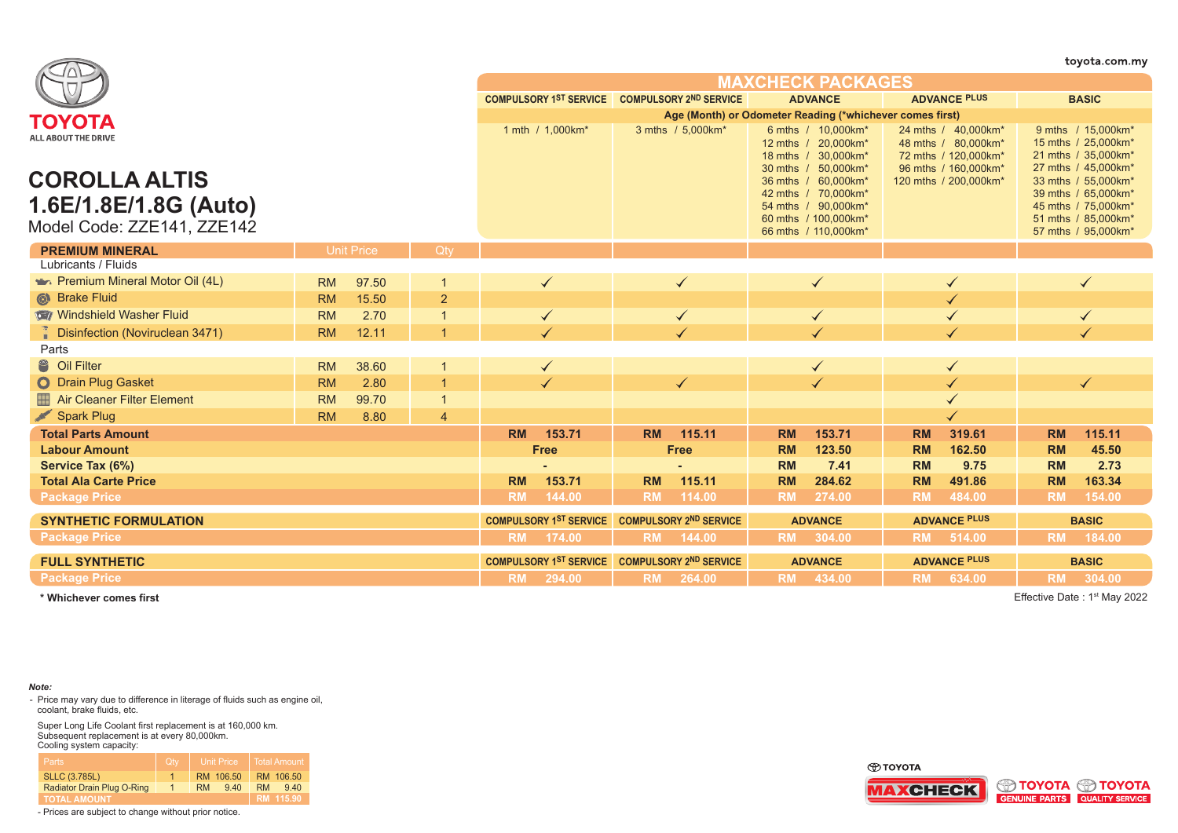toyota.com.my

# TOYOTA
ALL ABOUT THE DRIVE

# COROLLA ALTIS 1.6E/1.8E/1.8G (Auto)
Model Code: ZZE141, ZZE142

| | | | MAXCHECK PACKAGES | | | | |
|---|---|---|---|---|---|---|---|
| | | | COMPULSORY 1ST SERVICE | COMPULSORY 2ND SERVICE | ADVANCE | ADVANCE PLUS | BASIC |
| | | | Age (Month) or Odometer Reading (*whichever comes first) | | | | |
| | | | 1 mth / 1,000km* | 3 mths / 5,000km* | 6 mths / 10,000km*<br>12 mths / 20,000km*<br>18 mths / 30,000km*<br>30 mths / 50,000km*<br>36 mths / 60,000km*<br>42 mths / 70,000km*<br>54 mths / 90,000km*<br>60 mths / 100,000km*<br>66 mths / 110,000km* | 24 mths / 40,000km*<br>48 mths / 80,000km*<br>72 mths / 120,000km*<br>96 mths / 160,000km*<br>120 mths / 200,000km* | 9 mths / 15,000km*<br>15 mths / 25,000km*<br>21 mths / 35,000km*<br>27 mths / 45,000km*<br>33 mths / 55,000km*<br>39 mths / 65,000km*<br>45 mths / 75,000km*<br>51 mths / 85,000km*<br>57 mths / 95,000km* |
| **PREMIUM MINERAL** | Unit Price | Qty | | | | | |
| Lubricants / Fluids | | | | | | | |
| Premium Mineral Motor Oil (4L) | RM 97.50 | 1 | ✓ | ✓ | ✓ | ✓ | ✓ |
| Brake Fluid | RM 15.50 | 2 | | | | ✓ | |
| Windshield Washer Fluid | RM 2.70 | 1 | ✓ | ✓ | ✓ | ✓ | ✓ |
| Disinfection (Noviruclean 3471) | RM 12.11 | 1 | ✓ | ✓ | ✓ | ✓ | ✓ |
| Parts | | | | | | | |
| Oil Filter | RM 38.60 | 1 | ✓ | | ✓ | ✓ | |
| Drain Plug Gasket | RM 2.80 | 1 | ✓ | ✓ | ✓ | ✓ | ✓ |
| Air Cleaner Filter Element | RM 99.70 | 1 | | | | ✓ | |
| Spark Plug | RM 8.80 | 4 | | | | ✓ | |
| **Total Parts Amount** | | | RM 153.71 | RM 115.11 | RM 153.71 | RM 319.61 | RM 115.11 |
| **Labour Amount** | | | Free | Free | RM 123.50 | RM 162.50 | RM 45.50 |
| **Service Tax (6%)** | | | - | - | RM 7.41 | RM 9.75 | RM 2.73 |
| **Total Ala Carte Price** | | | RM 153.71 | RM 115.11 | RM 284.62 | RM 491.86 | RM 163.34 |
| **Package Price** | | | RM 144.00 | RM 114.00 | RM 274.00 | RM 484.00 | RM 154.00 |

| SYNTHETIC FORMULATION | COMPULSORY 1ST SERVICE | COMPULSORY 2ND SERVICE | ADVANCE | ADVANCE PLUS | BASIC |
|---|---|---|---|---|---|
| Package Price | RM 174.00 | RM 144.00 | RM 304.00 | RM 514.00 | RM 184.00 |

| FULL SYNTHETIC | COMPULSORY 1ST SERVICE | COMPULSORY 2ND SERVICE | ADVANCE | ADVANCE PLUS | BASIC |
|---|---|---|---|---|---|
| Package Price | RM 294.00 | RM 264.00 | RM 434.00 | RM 634.00 | RM 304.00 |

**\* Whichever comes first**

Effective Date : 1st May 2022

***Note:***

- Price may vary due to difference in litterage of fluids such as engine oil, coolant, brake fluids, etc.

Super Long Life Coolant first replacement is at 160,000 km.
Subsequent replacement is at every 80,000km.
Cooling system capacity:

| Parts | Qty | Unit Price | Total Amount |
|---|---|---|---|
| SLLC (3.785L) | 1 | RM 106.50 | RM 106.50 |
| Radiator Drain Plug O-Ring | 1 | RM 9.40 | RM 9.40 |
| TOTAL AMOUNT | | | RM 115.90 |

- Prices are subject to change without prior notice.

TOYOTA MAXCHECK | TOYOTA GENUINE PARTS | TOYOTA QUALITY SERVICE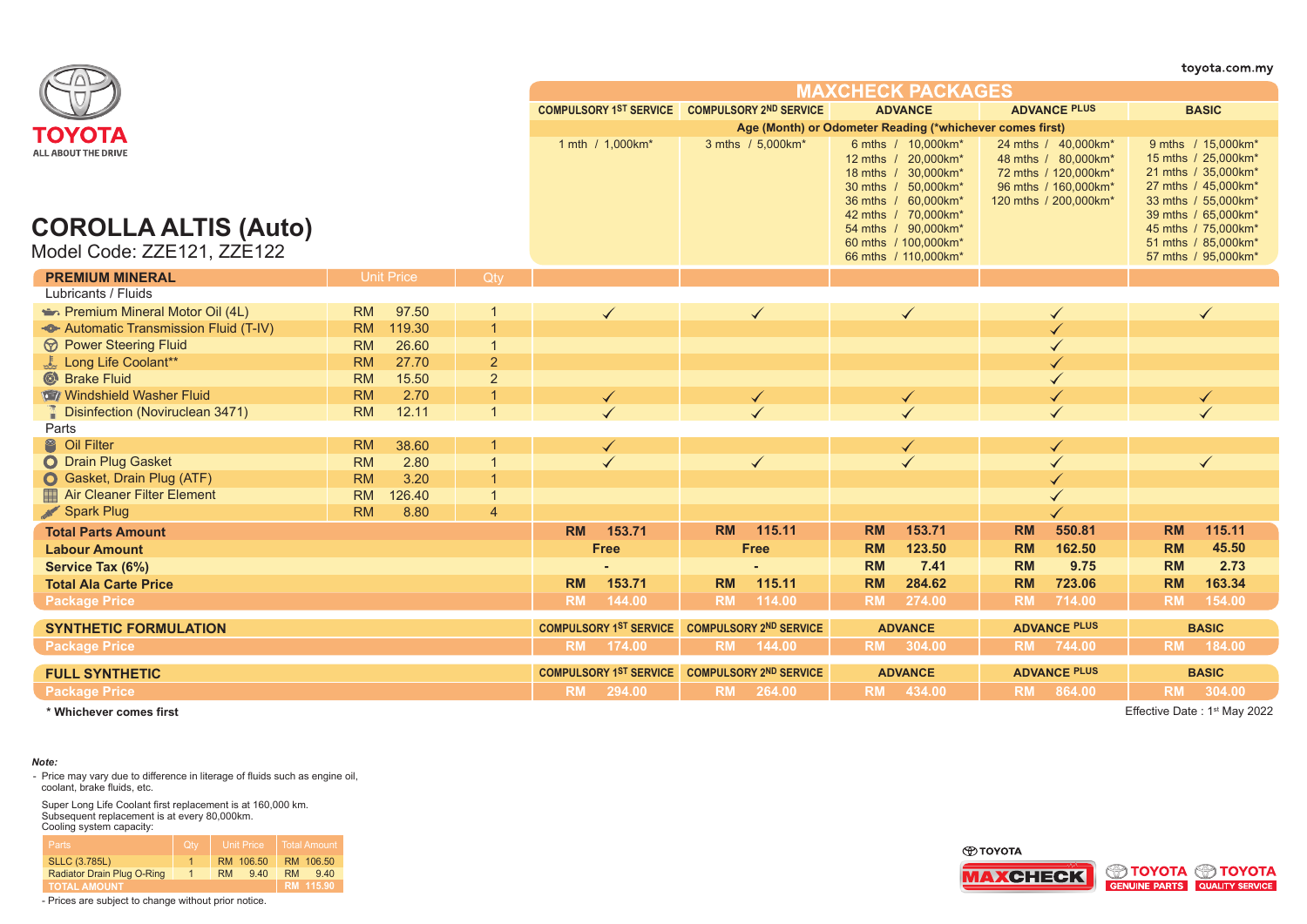toyota.com.my

TOYOTA
ALL ABOUT THE DRIVE

# COROLLA ALTIS (Auto)

Model Code: ZZE121, ZZE122

| | | | MAXCHECK PACKAGES | | | | |
|---|---|---|---|---|---|---|---|
| | | | COMPULSORY 1ST SERVICE | COMPULSORY 2ND SERVICE | ADVANCE | ADVANCE PLUS | BASIC |
| | | | Age (Month) or Odometer Reading (*whichever comes first) | | | | |
| | | | 1 mth / 1,000km* | 3 mths / 5,000km* | 6 mths / 10,000km*<br>12 mths / 20,000km*<br>18 mths / 30,000km*<br>30 mths / 50,000km*<br>36 mths / 60,000km*<br>42 mths / 70,000km*<br>54 mths / 90,000km*<br>60 mths / 100,000km*<br>66 mths / 110,000km* | 24 mths / 40,000km*<br>48 mths / 80,000km*<br>72 mths / 120,000km*<br>96 mths / 160,000km*<br>120 mths / 200,000km* | 9 mths / 15,000km*<br>15 mths / 25,000km*<br>21 mths / 35,000km*<br>27 mths / 45,000km*<br>33 mths / 55,000km*<br>39 mths / 65,000km*<br>45 mths / 75,000km*<br>51 mths / 85,000km*<br>57 mths / 95,000km* |
| **PREMIUM MINERAL** | Unit Price | Qty | | | | | |
| Lubricants / Fluids | | | | | | | |
| Premium Mineral Motor Oil (4L) | RM 97.50 | 1 | ✓ | ✓ | ✓ | ✓ | ✓ |
| Automatic Transmission Fluid (T-IV) | RM 119.30 | 1 | | | | ✓ | |
| Power Steering Fluid | RM 26.60 | 1 | | | | ✓ | |
| Long Life Coolant** | RM 27.70 | 2 | | | | ✓ | |
| Brake Fluid | RM 15.50 | 2 | | | | ✓ | |
| Windshield Washer Fluid | RM 2.70 | 1 | ✓ | ✓ | ✓ | ✓ | ✓ |
| Disinfection (Noviruclean 3471) | RM 12.11 | 1 | ✓ | ✓ | ✓ | ✓ | ✓ |
| Parts | | | | | | | |
| Oil Filter | RM 38.60 | 1 | ✓ | | ✓ | ✓ | |
| Drain Plug Gasket | RM 2.80 | 1 | ✓ | ✓ | ✓ | ✓ | ✓ |
| Gasket, Drain Plug (ATF) | RM 3.20 | 1 | | | | ✓ | |
| Air Cleaner Filter Element | RM 126.40 | 1 | | | | ✓ | |
| Spark Plug | RM 8.80 | 4 | | | | ✓ | |
| **Total Parts Amount** | | | RM 153.71 | RM 115.11 | RM 153.71 | RM 550.81 | RM 115.11 |
| **Labour Amount** | | | Free | Free | RM 123.50 | RM 162.50 | RM 45.50 |
| **Service Tax (6%)** | | | - | - | RM 7.41 | RM 9.75 | RM 2.73 |
| **Total Ala Carte Price** | | | RM 153.71 | RM 115.11 | RM 284.62 | RM 723.06 | RM 163.34 |
| **Package Price** | | | RM 144.00 | RM 114.00 | RM 274.00 | RM 714.00 | RM 154.00 |
| **SYNTHETIC FORMULATION** | | | COMPULSORY 1ST SERVICE | COMPULSORY 2ND SERVICE | ADVANCE | ADVANCE PLUS | BASIC |
| **Package Price** | | | RM 174.00 | RM 144.00 | RM 304.00 | RM 744.00 | RM 184.00 |
| **FULL SYNTHETIC** | | | COMPULSORY 1ST SERVICE | COMPULSORY 2ND SERVICE | ADVANCE | ADVANCE PLUS | BASIC |
| **Package Price** | | | RM 294.00 | RM 264.00 | RM 434.00 | RM 864.00 | RM 304.00 |

**\* Whichever comes first**

Effective Date : 1st May 2022

***Note:***

- Price may vary due to difference in literage of fluids such as engine oil, coolant, brake fluids, etc.

Super Long Life Coolant first replacement is at 160,000 km.
Subsequent replacement is at every 80,000km.
Cooling system capacity:

| Parts | Qty | Unit Price | Total Amount |
|---|---|---|---|
| SLLC (3.785L) | 1 | RM 106.50 | RM 106.50 |
| Radiator Drain Plug O-Ring | 1 | RM 9.40 | RM 9.40 |
| TOTAL AMOUNT | | | RM 115.90 |

- Prices are subject to change without prior notice.

TOYOTA MAXCHECK | TOYOTA GENUINE PARTS | TOYOTA QUALITY SERVICE